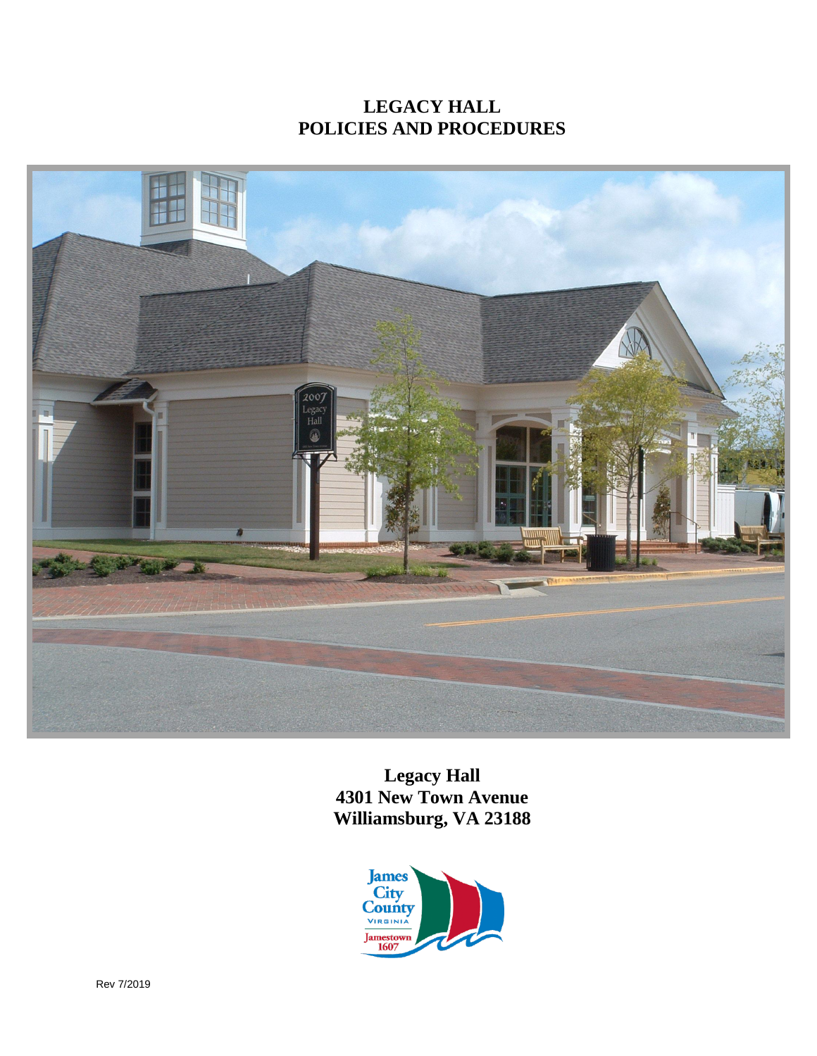# LEGACY HALL
# POLICIES AND PROCEDURES

**Legacy Hall**
**4301 New Town Avenue**
**Williamsburg, VA 23188**

Rev 7/2019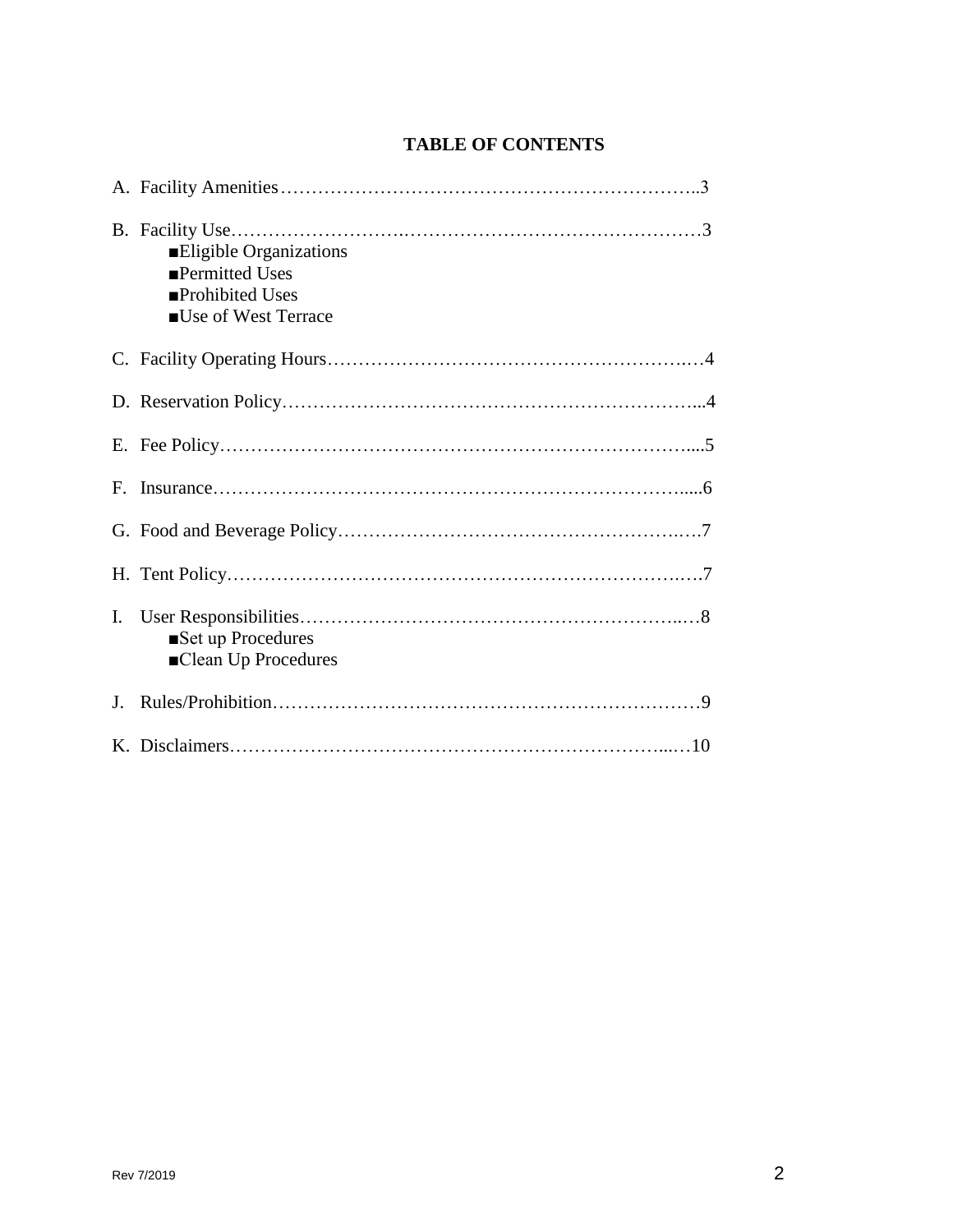**TABLE OF CONTENTS**

A. Facility Amenities…………………………………………………………..3

B. Facility Use………………………………………………………………3
  - ■Eligible Organizations
  - ■Permitted Uses
  - ■Prohibited Uses
  - ■Use of West Terrace

C. Facility Operating Hours………………………………………………..…4

D. Reservation Policy……………………………………………………….…4

E. Fee Policy…………………………………………………………………....5

F. Insurance…………………………………………………………………......6

G. Food and Beverage Policy……………………………………………….….7

H. Tent Policy……………………………………………………………….….7

I. User Responsibilities…………………………………………………..…8
  - ■Set up Procedures
  - ■Clean Up Procedures

J. Rules/Prohibition……………………………………………………………9

K. Disclaimers……………………………………………………………...…10

Rev 7/2019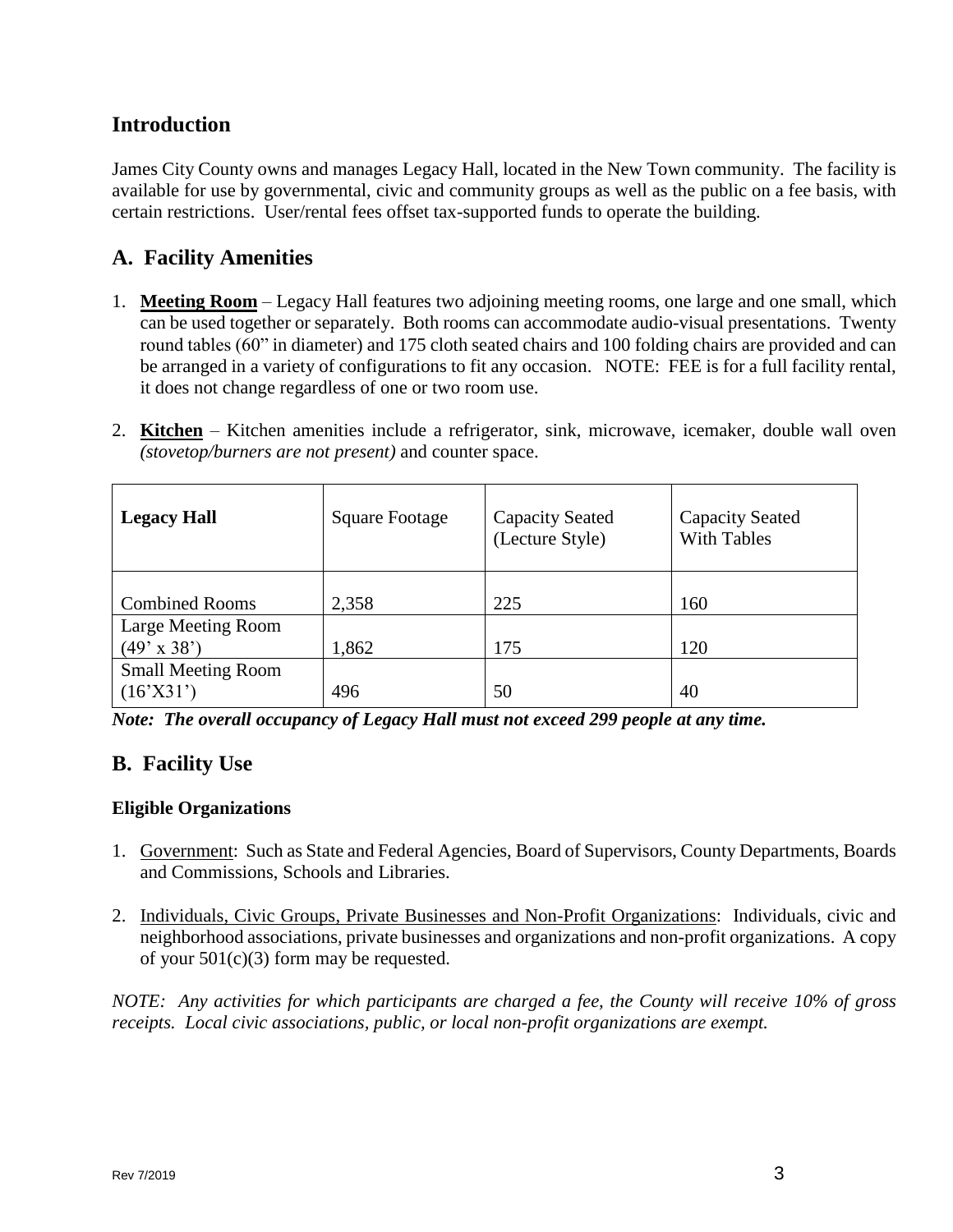## Introduction

James City County owns and manages Legacy Hall, located in the New Town community. The facility is available for use by governmental, civic and community groups as well as the public on a fee basis, with certain restrictions. User/rental fees offset tax-supported funds to operate the building.

## A. Facility Amenities

1. **Meeting Room** – Legacy Hall features two adjoining meeting rooms, one large and one small, which can be used together or separately. Both rooms can accommodate audio-visual presentations. Twenty round tables (60" in diameter) and 175 cloth seated chairs and 100 folding chairs are provided and can be arranged in a variety of configurations to fit any occasion. NOTE: FEE is for a full facility rental, it does not change regardless of one or two room use.

2. **Kitchen** – Kitchen amenities include a refrigerator, sink, microwave, icemaker, double wall oven *(stovetop/burners are not present)* and counter space.

| **Legacy Hall** | Square Footage | Capacity Seated (Lecture Style) | Capacity Seated With Tables |
|---|---|---|---|
| Combined Rooms | 2,358 | 225 | 160 |
| Large Meeting Room (49' x 38') | 1,862 | 175 | 120 |
| Small Meeting Room (16'X31') | 496 | 50 | 40 |

***Note: The overall occupancy of Legacy Hall must not exceed 299 people at any time.***

## B. Facility Use

### Eligible Organizations

1. Government: Such as State and Federal Agencies, Board of Supervisors, County Departments, Boards and Commissions, Schools and Libraries.

2. Individuals, Civic Groups, Private Businesses and Non-Profit Organizations: Individuals, civic and neighborhood associations, private businesses and organizations and non-profit organizations. A copy of your 501(c)(3) form may be requested.

*NOTE: Any activities for which participants are charged a fee, the County will receive 10% of gross receipts. Local civic associations, public, or local non-profit organizations are exempt.*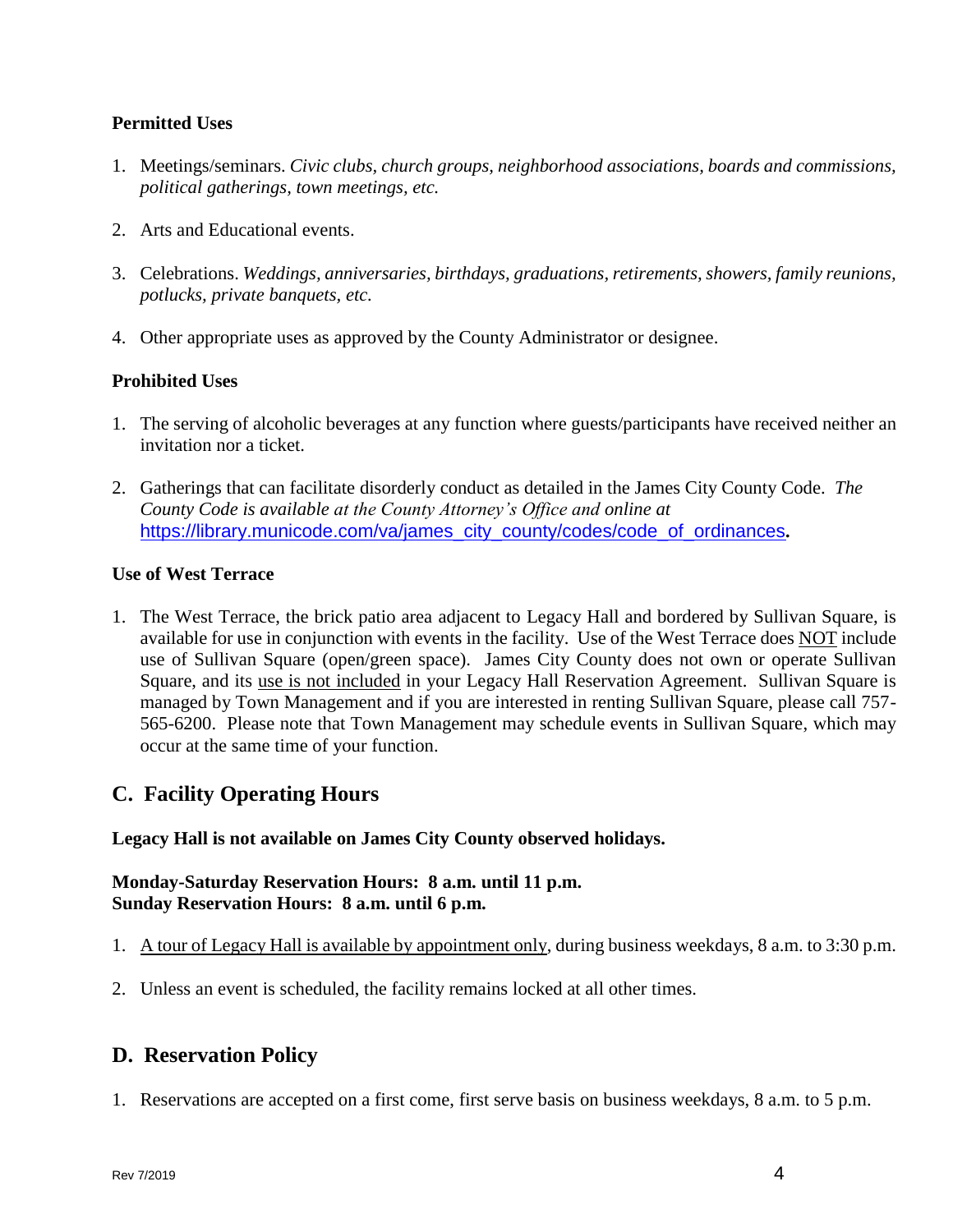**Permitted Uses**

1. Meetings/seminars. *Civic clubs, church groups, neighborhood associations, boards and commissions, political gatherings, town meetings, etc.*

2. Arts and Educational events.

3. Celebrations. *Weddings, anniversaries, birthdays, graduations, retirements, showers, family reunions, potlucks, private banquets, etc.*

4. Other appropriate uses as approved by the County Administrator or designee.

**Prohibited Uses**

1. The serving of alcoholic beverages at any function where guests/participants have received neither an invitation nor a ticket.

2. Gatherings that can facilitate disorderly conduct as detailed in the James City County Code. *The County Code is available at the County Attorney's Office and online at* https://library.municode.com/va/james_city_county/codes/code_of_ordinances**.**

**Use of West Terrace**

1. The West Terrace, the brick patio area adjacent to Legacy Hall and bordered by Sullivan Square, is available for use in conjunction with events in the facility. Use of the West Terrace does <u>NOT</u> include use of Sullivan Square (open/green space). James City County does not own or operate Sullivan Square, and its <u>use is not included</u> in your Legacy Hall Reservation Agreement. Sullivan Square is managed by Town Management and if you are interested in renting Sullivan Square, please call 757-565-6200. Please note that Town Management may schedule events in Sullivan Square, which may occur at the same time of your function.

## C. Facility Operating Hours

**Legacy Hall is not available on James City County observed holidays.**

**Monday-Saturday Reservation Hours: 8 a.m. until 11 p.m.**
**Sunday Reservation Hours: 8 a.m. until 6 p.m.**

1. <u>A tour of Legacy Hall is available by appointment only</u>, during business weekdays, 8 a.m. to 3:30 p.m.

2. Unless an event is scheduled, the facility remains locked at all other times.

## D. Reservation Policy

1. Reservations are accepted on a first come, first serve basis on business weekdays, 8 a.m. to 5 p.m.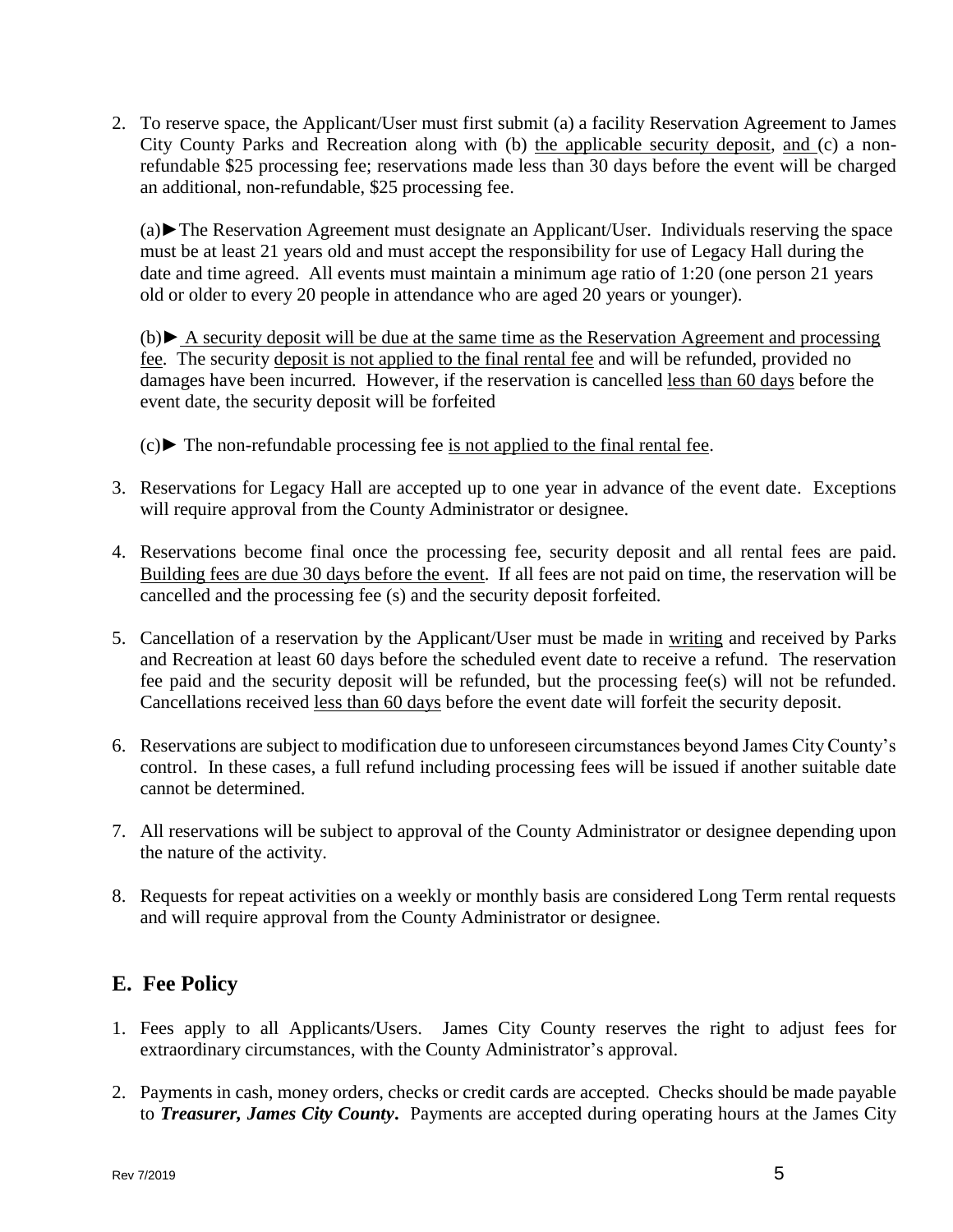2. To reserve space, the Applicant/User must first submit (a) a facility Reservation Agreement to James City County Parks and Recreation along with (b) <u>the applicable security deposit</u>, <u>and</u> (c) a non-refundable $25 processing fee; reservations made less than 30 days before the event will be charged an additional, non-refundable, $25 processing fee.

   (a)►The Reservation Agreement must designate an Applicant/User. Individuals reserving the space must be at least 21 years old and must accept the responsibility for use of Legacy Hall during the date and time agreed. All events must maintain a minimum age ratio of 1:20 (one person 21 years old or older to every 20 people in attendance who are aged 20 years or younger).

   (b)► <u>A security deposit will be due at the same time as the Reservation Agreement and processing fee</u>. The security <u>deposit is not applied to the final rental fee</u> and will be refunded, provided no damages have been incurred. However, if the reservation is cancelled <u>less than 60 days</u> before the event date, the security deposit will be forfeited

   (c)► The non-refundable processing fee <u>is not applied to the final rental fee</u>.

3. Reservations for Legacy Hall are accepted up to one year in advance of the event date. Exceptions will require approval from the County Administrator or designee.

4. Reservations become final once the processing fee, security deposit and all rental fees are paid. <u>Building fees are due 30 days before the event</u>. If all fees are not paid on time, the reservation will be cancelled and the processing fee (s) and the security deposit forfeited.

5. Cancellation of a reservation by the Applicant/User must be made in <u>writing</u> and received by Parks and Recreation at least 60 days before the scheduled event date to receive a refund. The reservation fee paid and the security deposit will be refunded, but the processing fee(s) will not be refunded. Cancellations received <u>less than 60 days</u> before the event date will forfeit the security deposit.

6. Reservations are subject to modification due to unforeseen circumstances beyond James City County's control. In these cases, a full refund including processing fees will be issued if another suitable date cannot be determined.

7. All reservations will be subject to approval of the County Administrator or designee depending upon the nature of the activity.

8. Requests for repeat activities on a weekly or monthly basis are considered Long Term rental requests and will require approval from the County Administrator or designee.

## E. Fee Policy

1. Fees apply to all Applicants/Users. James City County reserves the right to adjust fees for extraordinary circumstances, with the County Administrator's approval.

2. Payments in cash, money orders, checks or credit cards are accepted. Checks should be made payable to ***Treasurer, James City County***. Payments are accepted during operating hours at the James City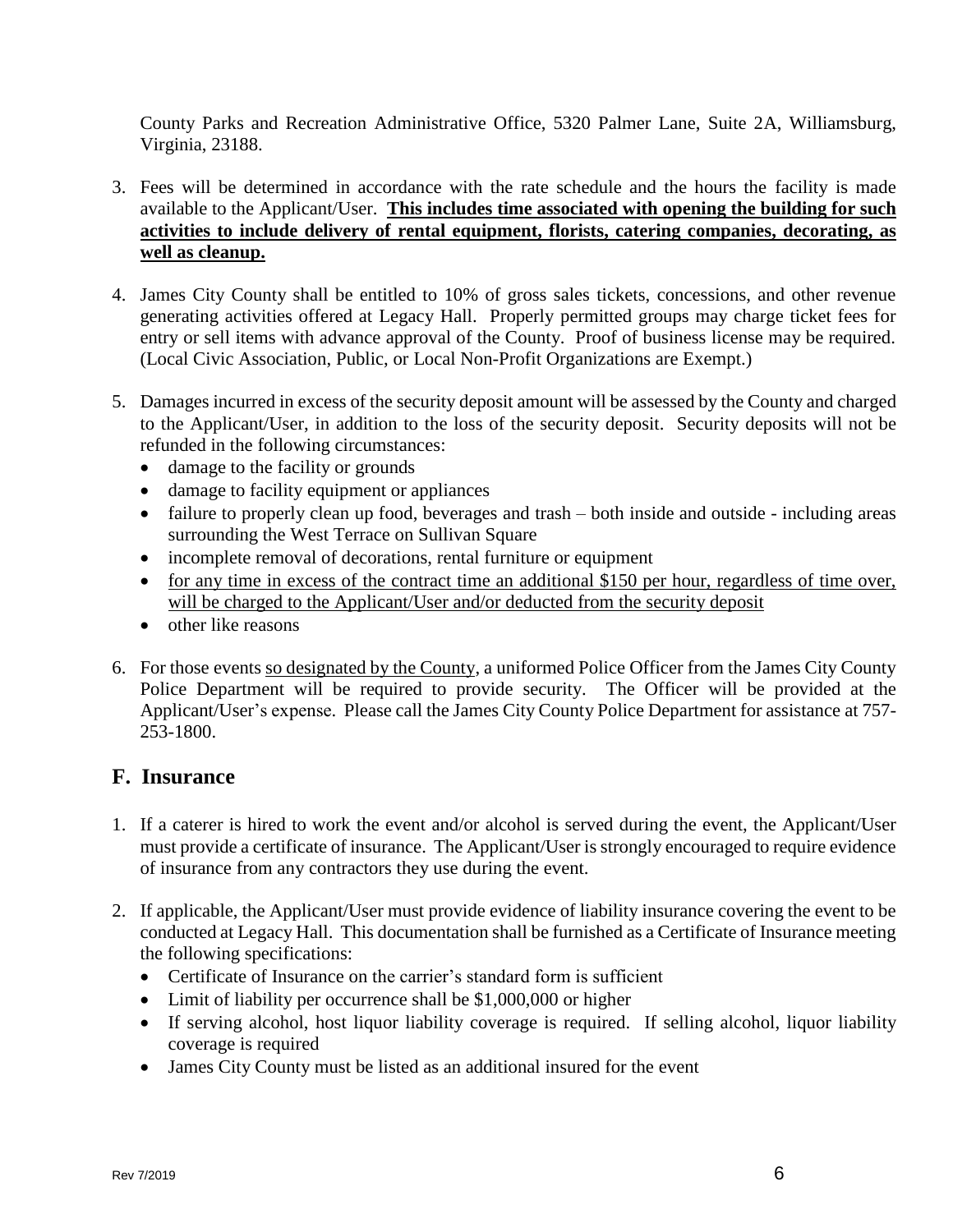County Parks and Recreation Administrative Office, 5320 Palmer Lane, Suite 2A, Williamsburg, Virginia, 23188.

3. Fees will be determined in accordance with the rate schedule and the hours the facility is made available to the Applicant/User. **<u>This includes time associated with opening the building for such activities to include delivery of rental equipment, florists, catering companies, decorating, as well as cleanup.</u>**

4. James City County shall be entitled to 10% of gross sales tickets, concessions, and other revenue generating activities offered at Legacy Hall. Properly permitted groups may charge ticket fees for entry or sell items with advance approval of the County. Proof of business license may be required. (Local Civic Association, Public, or Local Non-Profit Organizations are Exempt.)

5. Damages incurred in excess of the security deposit amount will be assessed by the County and charged to the Applicant/User, in addition to the loss of the security deposit. Security deposits will not be refunded in the following circumstances:
   - damage to the facility or grounds
   - damage to facility equipment or appliances
   - failure to properly clean up food, beverages and trash – both inside and outside - including areas surrounding the West Terrace on Sullivan Square
   - incomplete removal of decorations, rental furniture or equipment
   - <u>for any time in excess of the contract time an additional $150 per hour, regardless of time over, will be charged to the Applicant/User and/or deducted from the security deposit</u>
   - other like reasons

6. For those events <u>so designated by the County</u>, a uniformed Police Officer from the James City County Police Department will be required to provide security. The Officer will be provided at the Applicant/User's expense. Please call the James City County Police Department for assistance at 757-253-1800.

## F. Insurance

1. If a caterer is hired to work the event and/or alcohol is served during the event, the Applicant/User must provide a certificate of insurance. The Applicant/User is strongly encouraged to require evidence of insurance from any contractors they use during the event.

2. If applicable, the Applicant/User must provide evidence of liability insurance covering the event to be conducted at Legacy Hall. This documentation shall be furnished as a Certificate of Insurance meeting the following specifications:
   - Certificate of Insurance on the carrier's standard form is sufficient
   - Limit of liability per occurrence shall be $1,000,000 or higher
   - If serving alcohol, host liquor liability coverage is required. If selling alcohol, liquor liability coverage is required
   - James City County must be listed as an additional insured for the event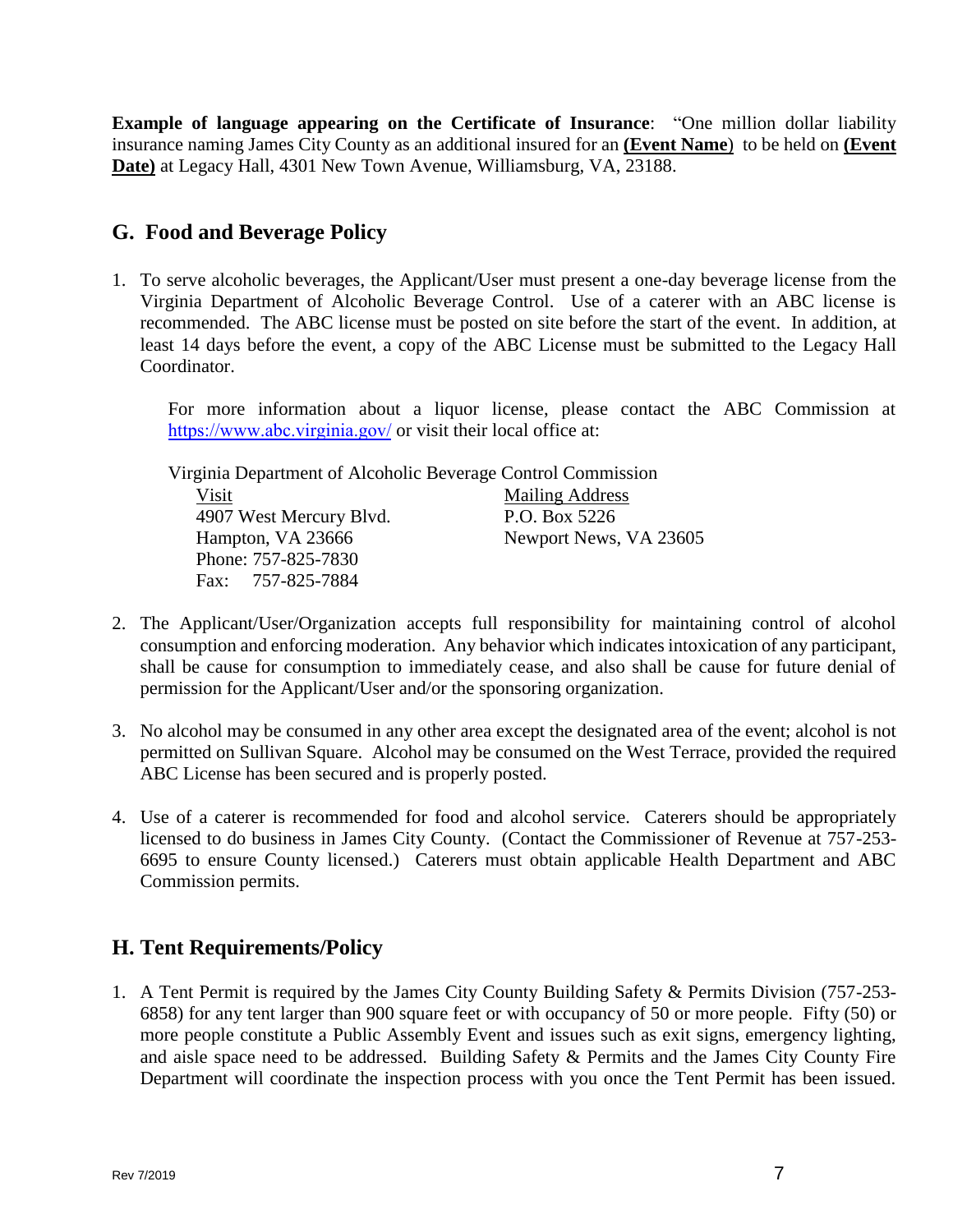**Example of language appearing on the Certificate of Insurance**: "One million dollar liability insurance naming James City County as an additional insured for an **(Event Name**) to be held on **(Event Date)** at Legacy Hall, 4301 New Town Avenue, Williamsburg, VA, 23188.

## G. Food and Beverage Policy

1. To serve alcoholic beverages, the Applicant/User must present a one-day beverage license from the Virginia Department of Alcoholic Beverage Control. Use of a caterer with an ABC license is recommended. The ABC license must be posted on site before the start of the event. In addition, at least 14 days before the event, a copy of the ABC License must be submitted to the Legacy Hall Coordinator.

   For more information about a liquor license, please contact the ABC Commission at https://www.abc.virginia.gov/ or visit their local office at:

   Virginia Department of Alcoholic Beverage Control Commission

   | Visit | Mailing Address |
   | --- | --- |
   | 4907 West Mercury Blvd. | P.O. Box 5226 |
   | Hampton, VA 23666 | Newport News, VA 23605 |
   | Phone: 757-825-7830 | |
   | Fax: 757-825-7884 | |

2. The Applicant/User/Organization accepts full responsibility for maintaining control of alcohol consumption and enforcing moderation. Any behavior which indicates intoxication of any participant, shall be cause for consumption to immediately cease, and also shall be cause for future denial of permission for the Applicant/User and/or the sponsoring organization.

3. No alcohol may be consumed in any other area except the designated area of the event; alcohol is not permitted on Sullivan Square. Alcohol may be consumed on the West Terrace, provided the required ABC License has been secured and is properly posted.

4. Use of a caterer is recommended for food and alcohol service. Caterers should be appropriately licensed to do business in James City County. (Contact the Commissioner of Revenue at 757-253-6695 to ensure County licensed.) Caterers must obtain applicable Health Department and ABC Commission permits.

## H. Tent Requirements/Policy

1. A Tent Permit is required by the James City County Building Safety & Permits Division (757-253-6858) for any tent larger than 900 square feet or with occupancy of 50 or more people. Fifty (50) or more people constitute a Public Assembly Event and issues such as exit signs, emergency lighting, and aisle space need to be addressed. Building Safety & Permits and the James City County Fire Department will coordinate the inspection process with you once the Tent Permit has been issued.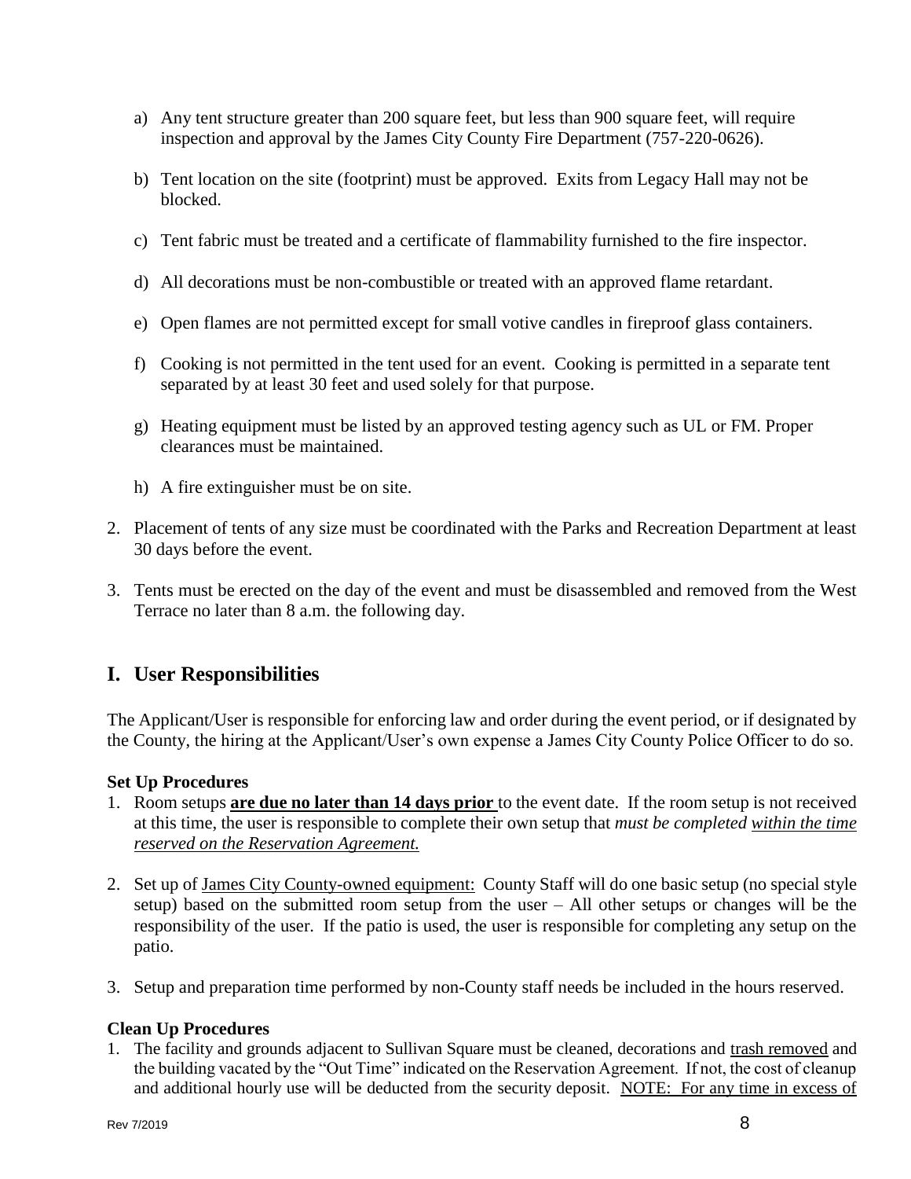a) Any tent structure greater than 200 square feet, but less than 900 square feet, will require inspection and approval by the James City County Fire Department (757-220-0626).

b) Tent location on the site (footprint) must be approved. Exits from Legacy Hall may not be blocked.

c) Tent fabric must be treated and a certificate of flammability furnished to the fire inspector.

d) All decorations must be non-combustible or treated with an approved flame retardant.

e) Open flames are not permitted except for small votive candles in fireproof glass containers.

f) Cooking is not permitted in the tent used for an event. Cooking is permitted in a separate tent separated by at least 30 feet and used solely for that purpose.

g) Heating equipment must be listed by an approved testing agency such as UL or FM. Proper clearances must be maintained.

h) A fire extinguisher must be on site.

2. Placement of tents of any size must be coordinated with the Parks and Recreation Department at least 30 days before the event.

3. Tents must be erected on the day of the event and must be disassembled and removed from the West Terrace no later than 8 a.m. the following day.

## I. User Responsibilities

The Applicant/User is responsible for enforcing law and order during the event period, or if designated by the County, the hiring at the Applicant/User's own expense a James City County Police Officer to do so.

**Set Up Procedures**

1. Room setups **<u>are due no later than 14 days prior</u>** to the event date. If the room setup is not received at this time, the user is responsible to complete their own setup that *must be completed <u>within the time reserved on the Reservation Agreement.</u>*

2. Set up of <u>James City County-owned equipment:</u> County Staff will do one basic setup (no special style setup) based on the submitted room setup from the user – All other setups or changes will be the responsibility of the user. If the patio is used, the user is responsible for completing any setup on the patio.

3. Setup and preparation time performed by non-County staff needs be included in the hours reserved.

**Clean Up Procedures**

1. The facility and grounds adjacent to Sullivan Square must be cleaned, decorations and <u>trash removed</u> and the building vacated by the "Out Time" indicated on the Reservation Agreement. If not, the cost of cleanup and additional hourly use will be deducted from the security deposit. <u>NOTE: For any time in excess of</u>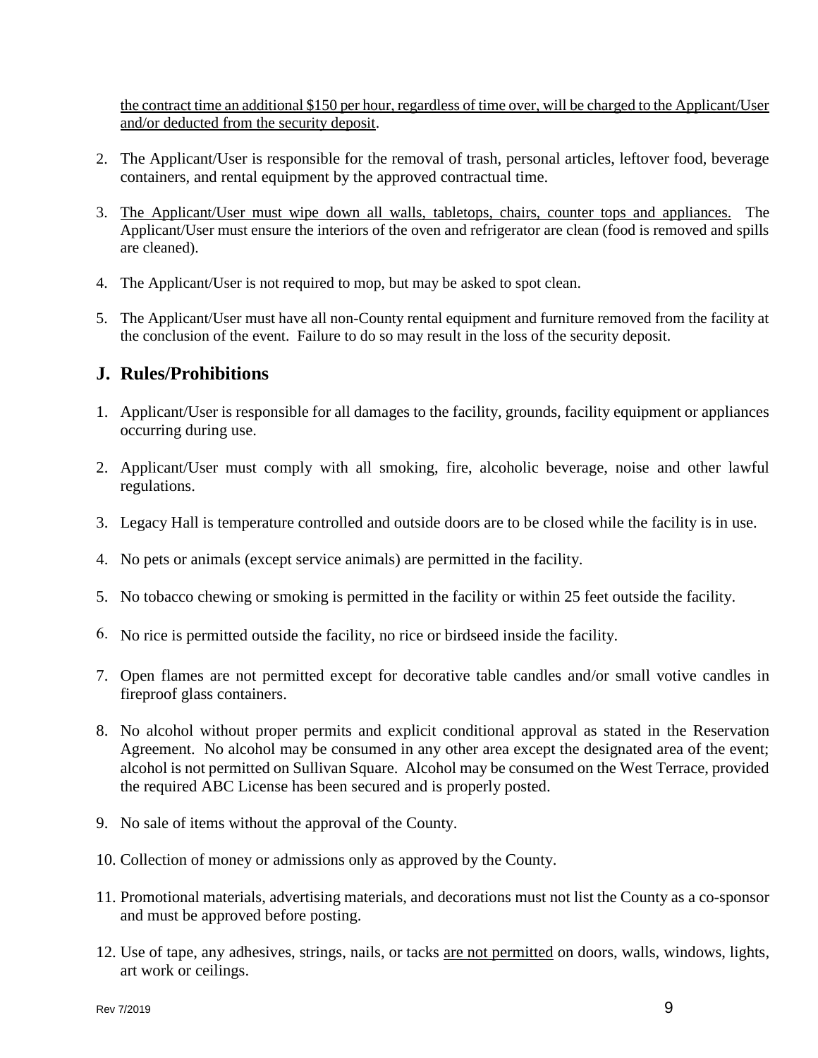<u>the contract time an additional $150 per hour, regardless of time over, will be charged to the Applicant/User and/or deducted from the security deposit</u>.

2. The Applicant/User is responsible for the removal of trash, personal articles, leftover food, beverage containers, and rental equipment by the approved contractual time.

3. <u>The Applicant/User must wipe down all walls, tabletops, chairs, counter tops and appliances.</u> The Applicant/User must ensure the interiors of the oven and refrigerator are clean (food is removed and spills are cleaned).

4. The Applicant/User is not required to mop, but may be asked to spot clean.

5. The Applicant/User must have all non-County rental equipment and furniture removed from the facility at the conclusion of the event. Failure to do so may result in the loss of the security deposit.

## J. Rules/Prohibitions

1. Applicant/User is responsible for all damages to the facility, grounds, facility equipment or appliances occurring during use.

2. Applicant/User must comply with all smoking, fire, alcoholic beverage, noise and other lawful regulations.

3. Legacy Hall is temperature controlled and outside doors are to be closed while the facility is in use.

4. No pets or animals (except service animals) are permitted in the facility.

5. No tobacco chewing or smoking is permitted in the facility or within 25 feet outside the facility.

6. No rice is permitted outside the facility, no rice or birdseed inside the facility.

7. Open flames are not permitted except for decorative table candles and/or small votive candles in fireproof glass containers.

8. No alcohol without proper permits and explicit conditional approval as stated in the Reservation Agreement. No alcohol may be consumed in any other area except the designated area of the event; alcohol is not permitted on Sullivan Square. Alcohol may be consumed on the West Terrace, provided the required ABC License has been secured and is properly posted.

9. No sale of items without the approval of the County.

10. Collection of money or admissions only as approved by the County.

11. Promotional materials, advertising materials, and decorations must not list the County as a co-sponsor and must be approved before posting.

12. Use of tape, any adhesives, strings, nails, or tacks <u>are not permitted</u> on doors, walls, windows, lights, art work or ceilings.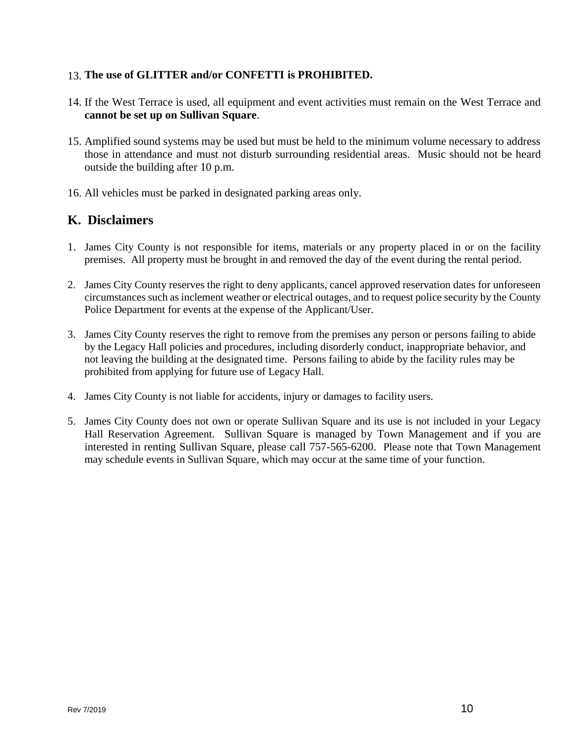13. **The use of GLITTER and/or CONFETTI is PROHIBITED.**

14. If the West Terrace is used, all equipment and event activities must remain on the West Terrace and **cannot be set up on Sullivan Square**.

15. Amplified sound systems may be used but must be held to the minimum volume necessary to address those in attendance and must not disturb surrounding residential areas. Music should not be heard outside the building after 10 p.m.

16. All vehicles must be parked in designated parking areas only.

## K. Disclaimers

1. James City County is not responsible for items, materials or any property placed in or on the facility premises. All property must be brought in and removed the day of the event during the rental period.

2. James City County reserves the right to deny applicants, cancel approved reservation dates for unforeseen circumstances such as inclement weather or electrical outages, and to request police security by the County Police Department for events at the expense of the Applicant/User.

3. James City County reserves the right to remove from the premises any person or persons failing to abide by the Legacy Hall policies and procedures, including disorderly conduct, inappropriate behavior, and not leaving the building at the designated time. Persons failing to abide by the facility rules may be prohibited from applying for future use of Legacy Hall.

4. James City County is not liable for accidents, injury or damages to facility users.

5. James City County does not own or operate Sullivan Square and its use is not included in your Legacy Hall Reservation Agreement. Sullivan Square is managed by Town Management and if you are interested in renting Sullivan Square, please call 757-565-6200. Please note that Town Management may schedule events in Sullivan Square, which may occur at the same time of your function.

Rev 7/2019